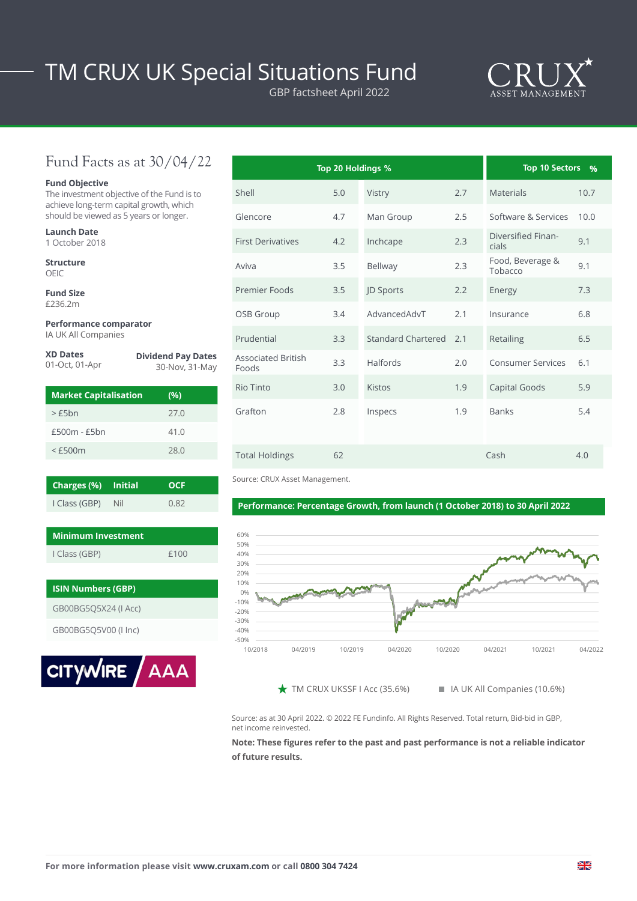# TM CRUX UK Special Situations Fund

GBP factsheet April 2022

## Fund Facts as at 30/04/22

**Fund Objective**
The investment objective of the Fund is to achieve long-term capital growth, which should be viewed as 5 years or longer.

**Launch Date**
1 October 2018

**Structure**
OEIC

**Fund Size**
£236.2m

**Performance comparator**
IA UK All Companies

**XD Dates**
01-Oct, 01-Apr

**Dividend Pay Dates**
30-Nov, 31-May

| Market Capitalisation | (%) |
|---|---|
| > £5bn | 27.0 |
| £500m - £5bn | 41.0 |
| < £500m | 28.0 |

| Charges (%) | Initial | OCF |
|---|---|---|
| I Class (GBP) | Nil | 0.82 |

| Minimum Investment | |
|---|---|
| I Class (GBP) | £100 |

| ISIN Numbers (GBP) |
|---|
| GB00BG5Q5X24 (I Acc) |
| GB00BG5Q5V00 (I Inc) |

CITYWIRE AAA

| Top 20 Holdings % | | | |
|---|---|---|---|
| Shell | 5.0 | Vistry | 2.7 |
| Glencore | 4.7 | Man Group | 2.5 |
| First Derivatives | 4.2 | Inchcape | 2.3 |
| Aviva | 3.5 | Bellway | 2.3 |
| Premier Foods | 3.5 | JD Sports | 2.2 |
| OSB Group | 3.4 | AdvancedAdvT | 2.1 |
| Prudential | 3.3 | Standard Chartered | 2.1 |
| Associated British Foods | 3.3 | Halfords | 2.0 |
| Rio Tinto | 3.0 | Kistos | 1.9 |
| Grafton | 2.8 | Inspecs | 1.9 |
| Total Holdings | 62 | | |

| Top 10 Sectors | % |
|---|---|
| Materials | 10.7 |
| Software & Services | 10.0 |
| Diversified Financials | 9.1 |
| Food, Beverage & Tobacco | 9.1 |
| Energy | 7.3 |
| Insurance | 6.8 |
| Retailing | 6.5 |
| Consumer Services | 6.1 |
| Capital Goods | 5.9 |
| Banks | 5.4 |
| Cash | 4.0 |

Source: CRUX Asset Management.

### Performance: Percentage Growth, from launch (1 October 2018) to 30 April 2022

★ TM CRUX UKSSF I Acc (35.6%) ■ IA UK All Companies (10.6%)

Source: as at 30 April 2022. © 2022 FE Fundinfo. All Rights Reserved. Total return, Bid-bid in GBP, net income reinvested.

**Note: These figures refer to the past and past performance is not a reliable indicator of future results.**

**For more information please visit www.cruxam.com or call 0800 304 7424**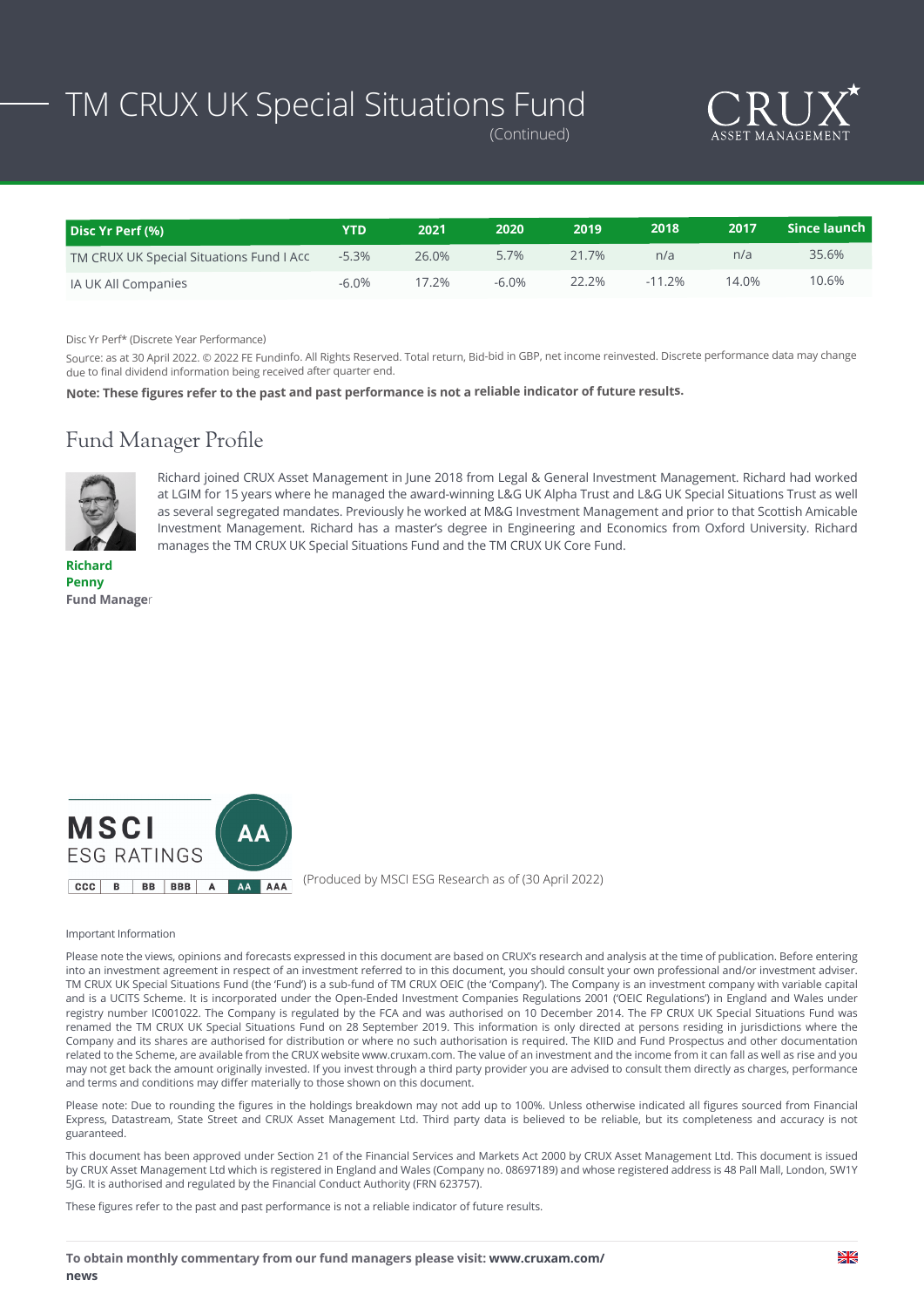# TM CRUX UK Special Situations Fund

(Continued)

| Disc Yr Perf (%) | YTD | 2021 | 2020 | 2019 | 2018 | 2017 | Since launch |
|---|---|---|---|---|---|---|---|
| TM CRUX UK Special Situations Fund I Acc | -5.3% | 26.0% | 5.7% | 21.7% | n/a | n/a | 35.6% |
| IA UK All Companies | -6.0% | 17.2% | -6.0% | 22.2% | -11.2% | 14.0% | 10.6% |

Disc Yr Perf* (Discrete Year Performance)

Source: as at 30 April 2022. © 2022 FE Fundinfo. All Rights Reserved. Total return, Bid-bid in GBP, net income reinvested. Discrete performance data may change due to final dividend information being received after quarter end.

**Note: These figures refer to the past and past performance is not a reliable indicator of future results.**

## Fund Manager Profile

**Richard Penny**
**Fund Manager**

Richard joined CRUX Asset Management in June 2018 from Legal & General Investment Management. Richard had worked at LGIM for 15 years where he managed the award-winning L&G UK Alpha Trust and L&G UK Special Situations Trust as well as several segregated mandates. Previously he worked at M&G Investment Management and prior to that Scottish Amicable Investment Management. Richard has a master's degree in Engineering and Economics from Oxford University. Richard manages the TM CRUX UK Special Situations Fund and the TM CRUX UK Core Fund.

MSCI ESG RATINGS

AA

CCC | B | BB | BBB | A | AA | AAA

(Produced by MSCI ESG Research as of (30 April 2022)

Important Information

Please note the views, opinions and forecasts expressed in this document are based on CRUX's research and analysis at the time of publication. Before entering into an investment agreement in respect of an investment referred to in this document, you should consult your own professional and/or investment adviser. TM CRUX UK Special Situations Fund (the 'Fund') is a sub-fund of TM CRUX OEIC (the 'Company'). The Company is an investment company with variable capital and is a UCITS Scheme. It is incorporated under the Open-Ended Investment Companies Regulations 2001 ('OEIC Regulations') in England and Wales under registry number IC001022. The Company is regulated by the FCA and was authorised on 10 December 2014. The FP CRUX UK Special Situations Fund was renamed the TM CRUX UK Special Situations Fund on 28 September 2019. This information is only directed at persons residing in jurisdictions where the Company and its shares are authorised for distribution or where no such authorisation is required. The KIID and Fund Prospectus and other documentation related to the Scheme, are available from the CRUX website www.cruxam.com. The value of an investment and the income from it can fall as well as rise and you may not get back the amount originally invested. If you invest through a third party provider you are advised to consult them directly as charges, performance and terms and conditions may differ materially to those shown on this document.

Please note: Due to rounding the figures in the holdings breakdown may not add up to 100%. Unless otherwise indicated all figures sourced from Financial Express, Datastream, State Street and CRUX Asset Management Ltd. Third party data is believed to be reliable, but its completeness and accuracy is not guaranteed.

This document has been approved under Section 21 of the Financial Services and Markets Act 2000 by CRUX Asset Management Ltd. This document is issued by CRUX Asset Management Ltd which is registered in England and Wales (Company no. 08697189) and whose registered address is 48 Pall Mall, London, SW1Y 5JG. It is authorised and regulated by the Financial Conduct Authority (FRN 623757).

These figures refer to the past and past performance is not a reliable indicator of future results.

**To obtain monthly commentary from our fund managers please visit: www.cruxam.com/news**